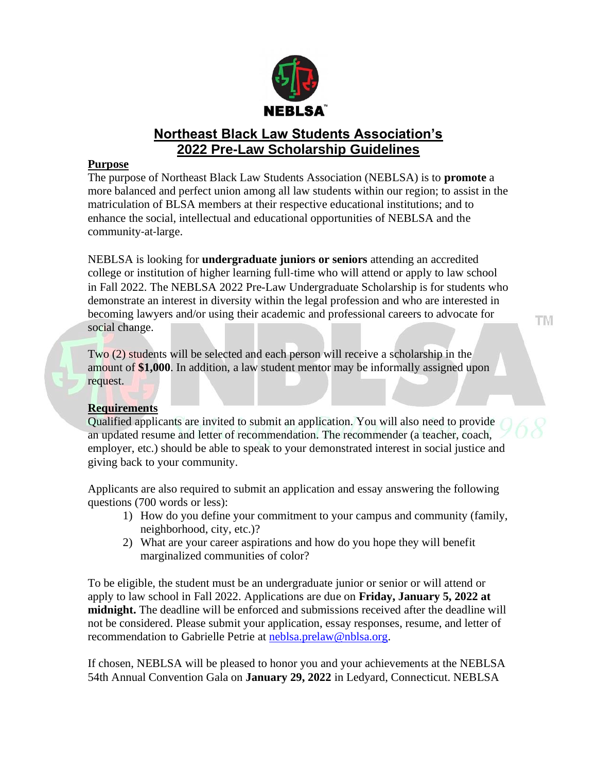NEBLSA™

# Northeast Black Law Students Association's 2022 Pre-Law Scholarship Guidelines

## Purpose

The purpose of Northeast Black Law Students Association (NEBLSA) is to **promote** a more balanced and perfect union among all law students within our region; to assist in the matriculation of BLSA members at their respective educational institutions; and to enhance the social, intellectual and educational opportunities of NEBLSA and the community-at-large.

NEBLSA is looking for **undergraduate juniors or seniors** attending an accredited college or institution of higher learning full-time who will attend or apply to law school in Fall 2022. The NEBLSA 2022 Pre-Law Undergraduate Scholarship is for students who demonstrate an interest in diversity within the legal profession and who are interested in becoming lawyers and/or using their academic and professional careers to advocate for social change.

Two (2) students will be selected and each person will receive a scholarship in the amount of **$1,000**. In addition, a law student mentor may be informally assigned upon request.

## Requirements

Qualified applicants are invited to submit an application. You will also need to provide an updated resume and letter of recommendation. The recommender (a teacher, coach, employer, etc.) should be able to speak to your demonstrated interest in social justice and giving back to your community.

Applicants are also required to submit an application and essay answering the following questions (700 words or less):

1) How do you define your commitment to your campus and community (family, neighborhood, city, etc.)?
2) What are your career aspirations and how do you hope they will benefit marginalized communities of color?

To be eligible, the student must be an undergraduate junior or senior or will attend or apply to law school in Fall 2022. Applications are due on **Friday, January 5, 2022 at midnight.** The deadline will be enforced and submissions received after the deadline will not be considered. Please submit your application, essay responses, resume, and letter of recommendation to Gabrielle Petrie at neblsa.prelaw@nblsa.org.

If chosen, NEBLSA will be pleased to honor you and your achievements at the NEBLSA 54th Annual Convention Gala on **January 29, 2022** in Ledyard, Connecticut. NEBLSA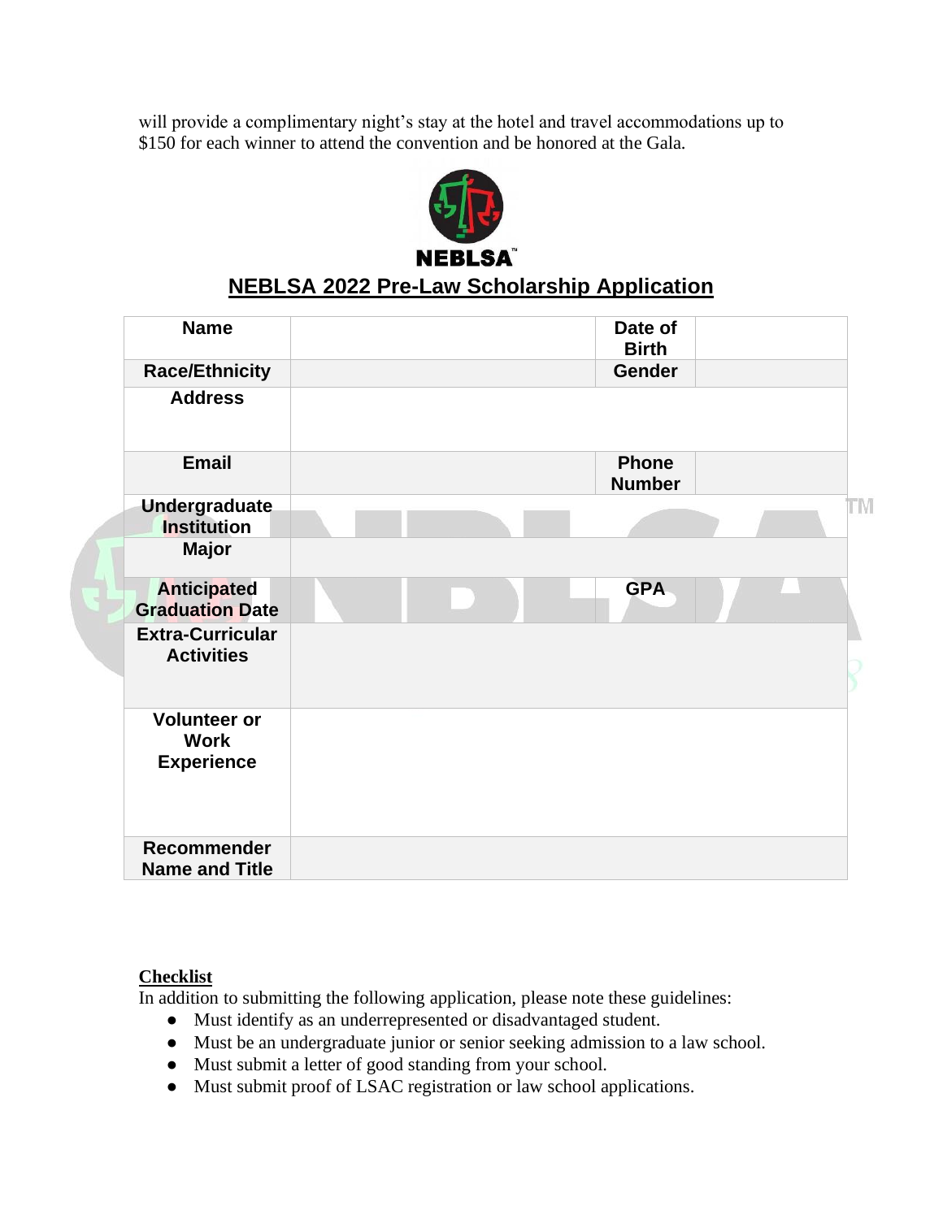will provide a complimentary night's stay at the hotel and travel accommodations up to $150 for each winner to attend the convention and be honored at the Gala.

NEBLSA™

## NEBLSA 2022 Pre-Law Scholarship Application

| **Name** | | **Date of Birth** | |
|---|---|---|---|
| **Race/Ethnicity** | | **Gender** | |
| **Address** | | | |
| **Email** | | **Phone Number** | |
| **Undergraduate Institution** | | | |
| **Major** | | | |
| **Anticipated Graduation Date** | | **GPA** | |
| **Extra-Curricular Activities** | | | |
| **Volunteer or Work Experience** | | | |
| **Recommender Name and Title** | | | |

**Checklist**

In addition to submitting the following application, please note these guidelines:

- Must identify as an underrepresented or disadvantaged student.
- Must be an undergraduate junior or senior seeking admission to a law school.
- Must submit a letter of good standing from your school.
- Must submit proof of LSAC registration or law school applications.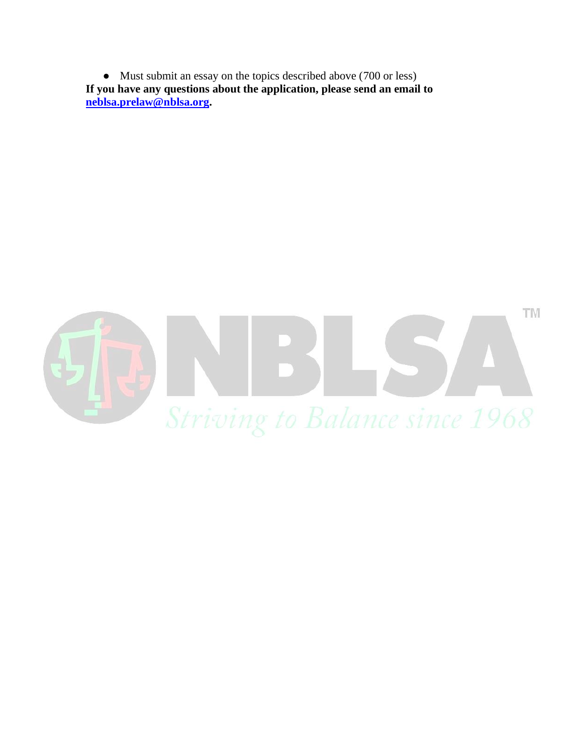- Must submit an essay on the topics described above (700 or less)

**If you have any questions about the application, please send an email to [neblsa.prelaw@nblsa.org](mailto:neblsa.prelaw@nblsa.org).**